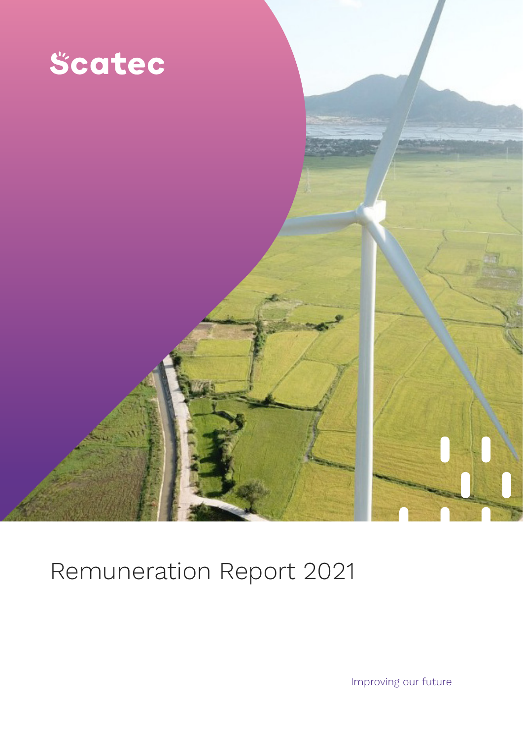Scatec

# Remuneration Report 2021

Improving our future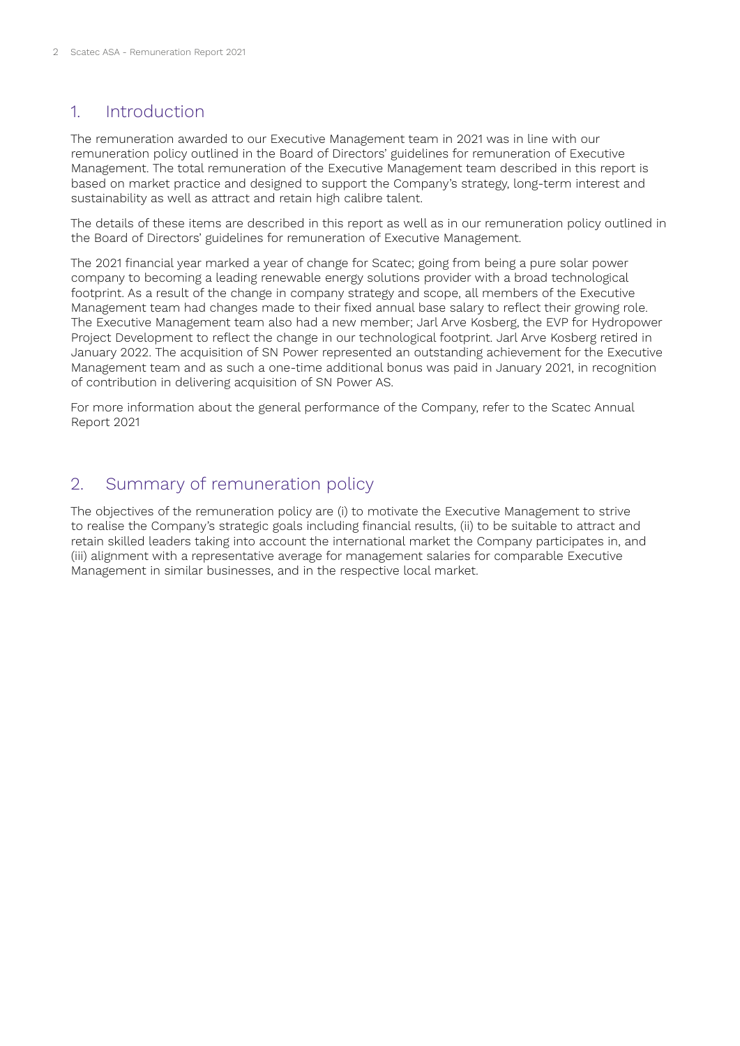## 1. Introduction

The remuneration awarded to our Executive Management team in 2021 was in line with our remuneration policy outlined in the Board of Directors' guidelines for remuneration of Executive Management. The total remuneration of the Executive Management team described in this report is based on market practice and designed to support the Company's strategy, long-term interest and sustainability as well as attract and retain high calibre talent.

The details of these items are described in this report as well as in our remuneration policy outlined in the Board of Directors' guidelines for remuneration of Executive Management.

The 2021 financial year marked a year of change for Scatec; going from being a pure solar power company to becoming a leading renewable energy solutions provider with a broad technological footprint. As a result of the change in company strategy and scope, all members of the Executive Management team had changes made to their fixed annual base salary to reflect their growing role. The Executive Management team also had a new member; Jarl Arve Kosberg, the EVP for Hydropower Project Development to reflect the change in our technological footprint. Jarl Arve Kosberg retired in January 2022. The acquisition of SN Power represented an outstanding achievement for the Executive Management team and as such a one-time additional bonus was paid in January 2021, in recognition of contribution in delivering acquisition of SN Power AS.

For more information about the general performance of the Company, refer to the Scatec Annual Report 2021

## 2. Summary of remuneration policy

The objectives of the remuneration policy are (i) to motivate the Executive Management to strive to realise the Company's strategic goals including financial results, (ii) to be suitable to attract and retain skilled leaders taking into account the international market the Company participates in, and (iii) alignment with a representative average for management salaries for comparable Executive Management in similar businesses, and in the respective local market.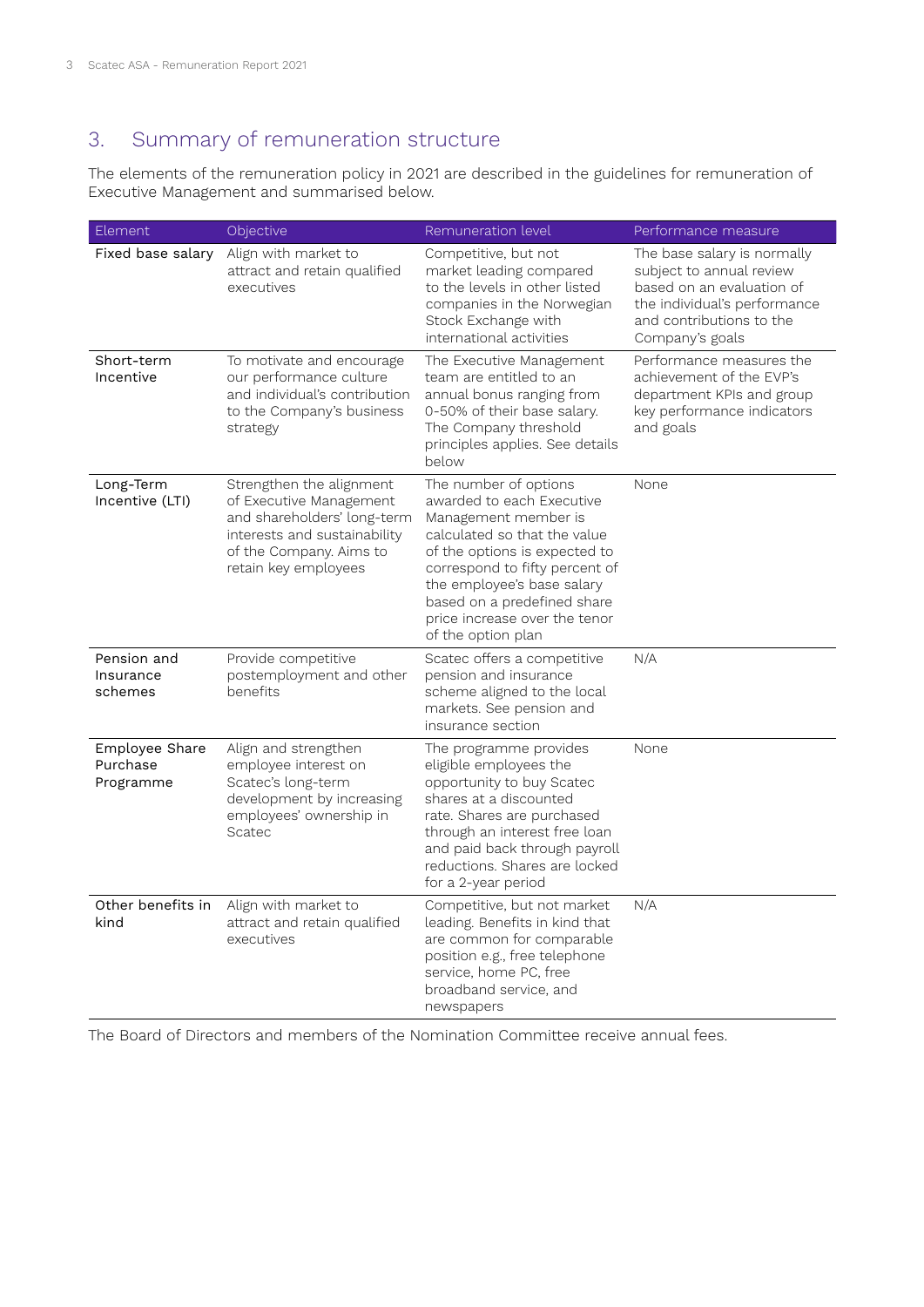## 3. Summary of remuneration structure

The elements of the remuneration policy in 2021 are described in the guidelines for remuneration of Executive Management and summarised below.

| Element | Objective | Remuneration level | Performance measure |
| --- | --- | --- | --- |
| Fixed base salary | Align with market to attract and retain qualified executives | Competitive, but not market leading compared to the levels in other listed companies in the Norwegian Stock Exchange with international activities | The base salary is normally subject to annual review based on an evaluation of the individual's performance and contributions to the Company's goals |
| Short-term Incentive | To motivate and encourage our performance culture and individual's contribution to the Company's business strategy | The Executive Management team are entitled to an annual bonus ranging from 0-50% of their base salary. The Company threshold principles applies. See details below | Performance measures the achievement of the EVP's department KPIs and group key performance indicators and goals |
| Long-Term Incentive (LTI) | Strengthen the alignment of Executive Management and shareholders' long-term interests and sustainability of the Company. Aims to retain key employees | The number of options awarded to each Executive Management member is calculated so that the value of the options is expected to correspond to fifty percent of the employee's base salary based on a predefined share price increase over the tenor of the option plan | None |
| Pension and Insurance schemes | Provide competitive postemployment and other benefits | Scatec offers a competitive pension and insurance scheme aligned to the local markets. See pension and insurance section | N/A |
| Employee Share Purchase Programme | Align and strengthen employee interest on Scatec's long-term development by increasing employees' ownership in Scatec | The programme provides eligible employees the opportunity to buy Scatec shares at a discounted rate. Shares are purchased through an interest free loan and paid back through payroll reductions. Shares are locked for a 2-year period | None |
| Other benefits in kind | Align with market to attract and retain qualified executives | Competitive, but not market leading. Benefits in kind that are common for comparable position e.g., free telephone service, home PC, free broadband service, and newspapers | N/A |

The Board of Directors and members of the Nomination Committee receive annual fees.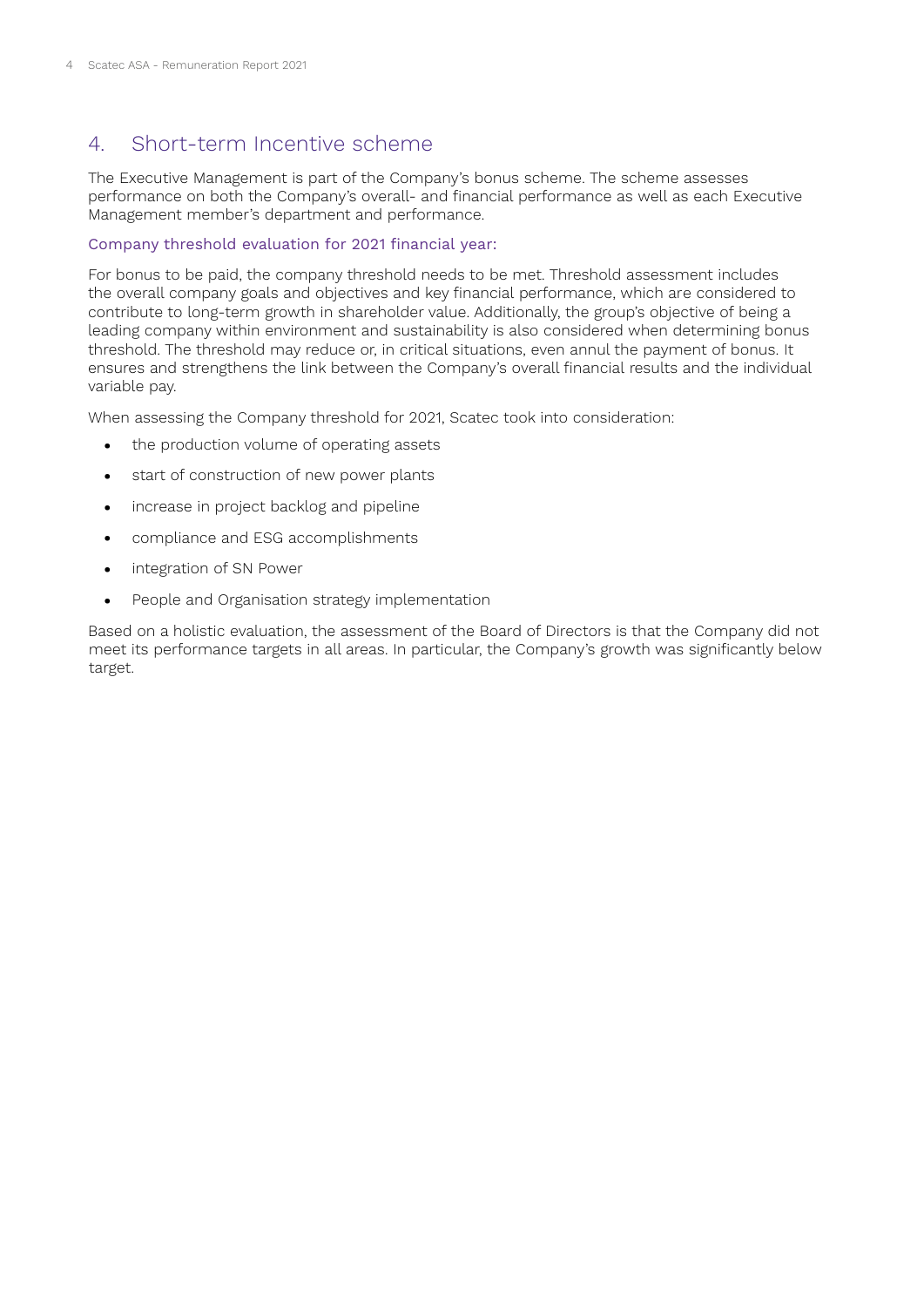## 4. Short-term Incentive scheme

The Executive Management is part of the Company's bonus scheme. The scheme assesses performance on both the Company's overall- and financial performance as well as each Executive Management member's department and performance.

### Company threshold evaluation for 2021 financial year:

For bonus to be paid, the company threshold needs to be met. Threshold assessment includes the overall company goals and objectives and key financial performance, which are considered to contribute to long-term growth in shareholder value. Additionally, the group's objective of being a leading company within environment and sustainability is also considered when determining bonus threshold. The threshold may reduce or, in critical situations, even annul the payment of bonus. It ensures and strengthens the link between the Company's overall financial results and the individual variable pay.

When assessing the Company threshold for 2021, Scatec took into consideration:

- the production volume of operating assets
- start of construction of new power plants
- increase in project backlog and pipeline
- compliance and ESG accomplishments
- integration of SN Power
- People and Organisation strategy implementation

Based on a holistic evaluation, the assessment of the Board of Directors is that the Company did not meet its performance targets in all areas. In particular, the Company's growth was significantly below target.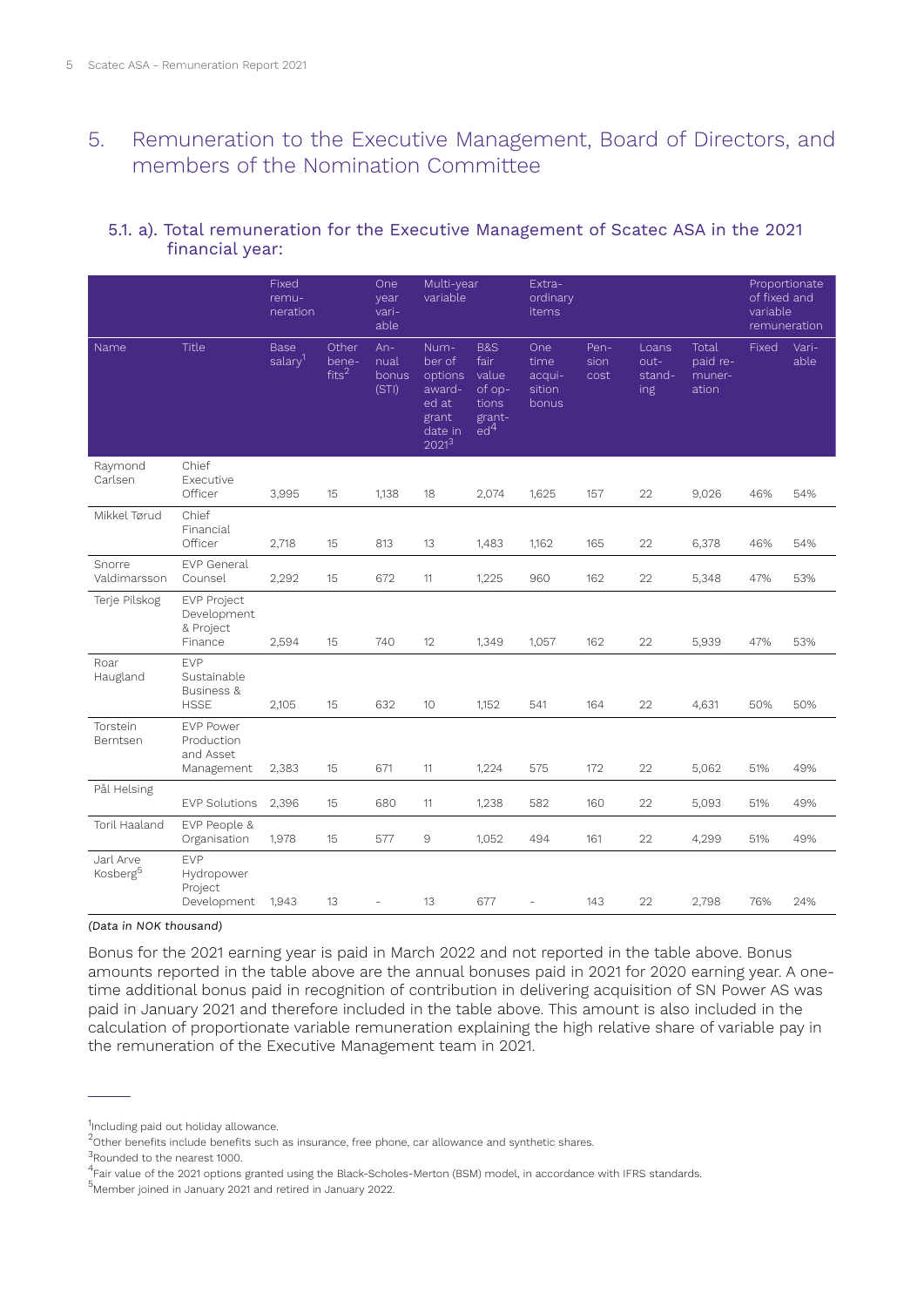## 5. Remuneration to the Executive Management, Board of Directors, and members of the Nomination Committee

### 5.1. a). Total remuneration for the Executive Management of Scatec ASA in the 2021 financial year:

| | | Fixed remuneration | | One year variable | Multi-year variable | | Extra-ordinary items | | | | Proportionate of fixed and variable remuneration | |
|---|---|---|---|---|---|---|---|---|---|---|---|---|
| Name | Title | Base salary[1] | Other benefits[2] | Annual bonus (STI) | Number of options awarded at grant date in 2021[3] | B&S fair value of options granted[4] | One time acquisition bonus | Pension cost | Loans outstanding | Total paid remuneration | Fixed | Variable |
| Raymond Carlsen | Chief Executive Officer | 3,995 | 15 | 1,138 | 18 | 2,074 | 1,625 | 157 | 22 | 9,026 | 46% | 54% |
| Mikkel Tørud | Chief Financial Officer | 2,718 | 15 | 813 | 13 | 1,483 | 1,162 | 165 | 22 | 6,378 | 46% | 54% |
| Snorre Valdimarsson | EVP General Counsel | 2,292 | 15 | 672 | 11 | 1,225 | 960 | 162 | 22 | 5,348 | 47% | 53% |
| Terje Pilskog | EVP Project Development & Project Finance | 2,594 | 15 | 740 | 12 | 1,349 | 1,057 | 162 | 22 | 5,939 | 47% | 53% |
| Roar Haugland | EVP Sustainable Business & HSSE | 2,105 | 15 | 632 | 10 | 1,152 | 541 | 164 | 22 | 4,631 | 50% | 50% |
| Torstein Berntsen | EVP Power Production and Asset Management | 2,383 | 15 | 671 | 11 | 1,224 | 575 | 172 | 22 | 5,062 | 51% | 49% |
| Pål Helsing | EVP Solutions | 2,396 | 15 | 680 | 11 | 1,238 | 582 | 160 | 22 | 5,093 | 51% | 49% |
| Toril Haaland | EVP People & Organisation | 1,978 | 15 | 577 | 9 | 1,052 | 494 | 161 | 22 | 4,299 | 51% | 49% |
| Jarl Arve Kosberg[5] | EVP Hydropower Project Development | 1,943 | 13 | - | 13 | 677 | - | 143 | 22 | 2,798 | 76% | 24% |

*(Data in NOK thousand)*

Bonus for the 2021 earning year is paid in March 2022 and not reported in the table above. Bonus amounts reported in the table above are the annual bonuses paid in 2021 for 2020 earning year. A one-time additional bonus paid in recognition of contribution in delivering acquisition of SN Power AS was paid in January 2021 and therefore included in the table above. This amount is also included in the calculation of proportionate variable remuneration explaining the high relative share of variable pay in the remuneration of the Executive Management team in 2021.

---

[1] Including paid out holiday allowance.

[2] Other benefits include benefits such as insurance, free phone, car allowance and synthetic shares.

[3] Rounded to the nearest 1000.

[4] Fair value of the 2021 options granted using the Black-Scholes-Merton (BSM) model, in accordance with IFRS standards.

[5] Member joined in January 2021 and retired in January 2022.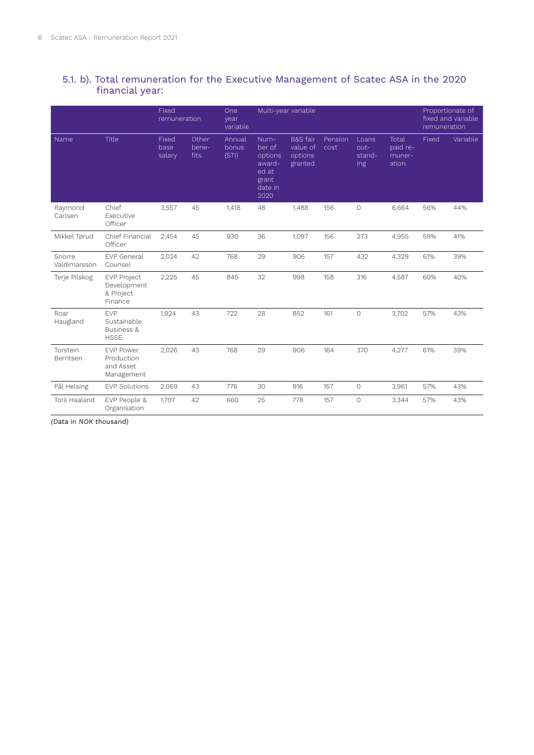## 5.1. b). Total remuneration for the Executive Management of Scatec ASA in the 2020 financial year:

| | | Fixed remuneration | | One year variable | Multi-year variable | | | | | Proportionate of fixed and variable remuneration | |
|---|---|---|---|---|---|---|---|---|---|---|---|
| Name | Title | Fixed base salary | Other benefits | Annual bonus (STI) | Number of options awarded at grant date in 2020 | B&S fair value of options granted | Pension cost | Loans outstanding | Total paid remuneration | Fixed | Variable |
| Raymond Carlsen | Chief Executive Officer | 3,557 | 45 | 1,418 | 48 | 1,488 | 156 | 0 | 6,664 | 56% | 44% |
| Mikkel Tørud | Chief Financial Officer | 2,454 | 45 | 930 | 36 | 1,097 | 156 | 273 | 4,955 | 59% | 41% |
| Snorre Valdimarsson | EVP General Counsel | 2,024 | 42 | 768 | 29 | 906 | 157 | 432 | 4,329 | 61% | 39% |
| Terje Pilskog | EVP Project Development & Project Finance | 2,225 | 45 | 845 | 32 | 998 | 158 | 316 | 4,587 | 60% | 40% |
| Roar Haugland | EVP Sustainable Business & HSSE | 1,924 | 43 | 722 | 28 | 852 | 161 | 0 | 3,702 | 57% | 43% |
| Torstein Berntsen | EVP Power Production and Asset Management | 2,026 | 43 | 768 | 29 | 906 | 164 | 370 | 4,277 | 61% | 39% |
| Pål Helsing | EVP Solutions | 2,069 | 43 | 776 | 30 | 916 | 157 | 0 | 3,961 | 57% | 43% |
| Toril Haaland | EVP People & Organisation | 1,707 | 42 | 660 | 25 | 778 | 157 | 0 | 3,344 | 57% | 43% |

*(Data in NOK thousand)*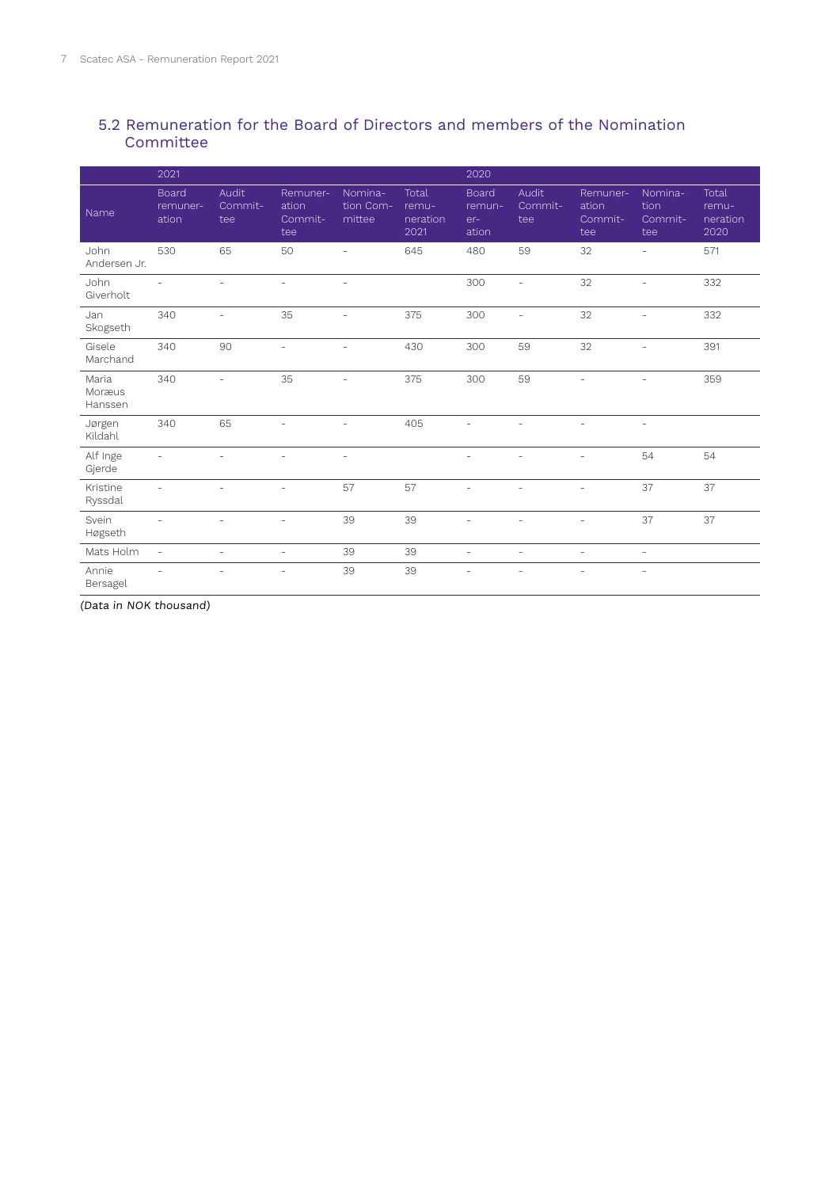## 5.2 Remuneration for the Board of Directors and members of the Nomination Committee

| | 2021 | | | | | 2020 | | | | |
|---|---|---|---|---|---|---|---|---|---|---|
| Name | Board remuneration | Audit Committee | Remuneration Committee | Nomination Committee | Total remuneration 2021 | Board remuneration | Audit Committee | Remuneration Committee | Nomination Committee | Total remuneration 2020 |
| John Andersen Jr. | 530 | 65 | 50 | - | 645 | 480 | 59 | 32 | - | 571 |
| John Giverholt | - | - | - | - | | 300 | - | 32 | - | 332 |
| Jan Skogseth | 340 | - | 35 | - | 375 | 300 | - | 32 | - | 332 |
| Gisele Marchand | 340 | 90 | - | - | 430 | 300 | 59 | 32 | - | 391 |
| Maria Moræus Hanssen | 340 | - | 35 | - | 375 | 300 | 59 | - | - | 359 |
| Jørgen Kildahl | 340 | 65 | - | - | 405 | - | - | - | - | |
| Alf Inge Gjerde | - | - | - | - | | - | - | - | 54 | 54 |
| Kristine Ryssdal | - | - | - | 57 | 57 | - | - | - | 37 | 37 |
| Svein Høgseth | - | - | - | 39 | 39 | - | - | - | 37 | 37 |
| Mats Holm | - | - | - | 39 | 39 | - | - | - | - | |
| Annie Bersagel | - | - | - | 39 | 39 | - | - | - | - | |

*(Data in NOK thousand)*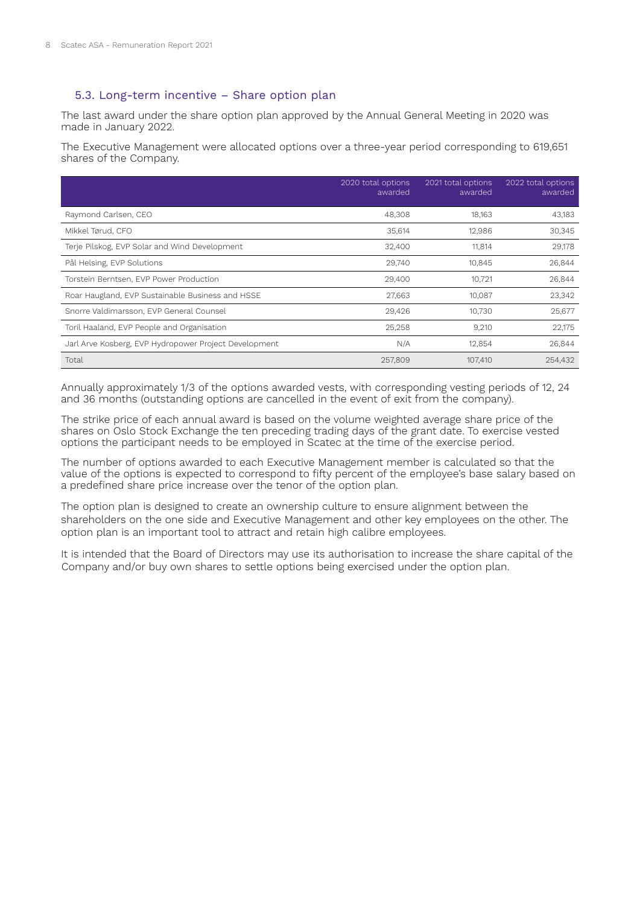### 5.3. Long-term incentive – Share option plan

The last award under the share option plan approved by the Annual General Meeting in 2020 was made in January 2022.

The Executive Management were allocated options over a three-year period corresponding to 619,651 shares of the Company.

| | 2020 total options awarded | 2021 total options awarded | 2022 total options awarded |
|---|---|---|---|
| Raymond Carlsen, CEO | 48,308 | 18,163 | 43,183 |
| Mikkel Tørud, CFO | 35,614 | 12,986 | 30,345 |
| Terje Pilskog, EVP Solar and Wind Development | 32,400 | 11,814 | 29,178 |
| Pål Helsing, EVP Solutions | 29,740 | 10,845 | 26,844 |
| Torstein Berntsen, EVP Power Production | 29,400 | 10,721 | 26,844 |
| Roar Haugland, EVP Sustainable Business and HSSE | 27,663 | 10,087 | 23,342 |
| Snorre Valdimarsson, EVP General Counsel | 29,426 | 10,730 | 25,677 |
| Toril Haaland, EVP People and Organisation | 25,258 | 9,210 | 22,175 |
| Jarl Arve Kosberg, EVP Hydropower Project Development | N/A | 12,854 | 26,844 |
| Total | 257,809 | 107,410 | 254,432 |

Annually approximately 1/3 of the options awarded vests, with corresponding vesting periods of 12, 24 and 36 months (outstanding options are cancelled in the event of exit from the company).

The strike price of each annual award is based on the volume weighted average share price of the shares on Oslo Stock Exchange the ten preceding trading days of the grant date. To exercise vested options the participant needs to be employed in Scatec at the time of the exercise period.

The number of options awarded to each Executive Management member is calculated so that the value of the options is expected to correspond to fifty percent of the employee's base salary based on a predefined share price increase over the tenor of the option plan.

The option plan is designed to create an ownership culture to ensure alignment between the shareholders on the one side and Executive Management and other key employees on the other. The option plan is an important tool to attract and retain high calibre employees.

It is intended that the Board of Directors may use its authorisation to increase the share capital of the Company and/or buy own shares to settle options being exercised under the option plan.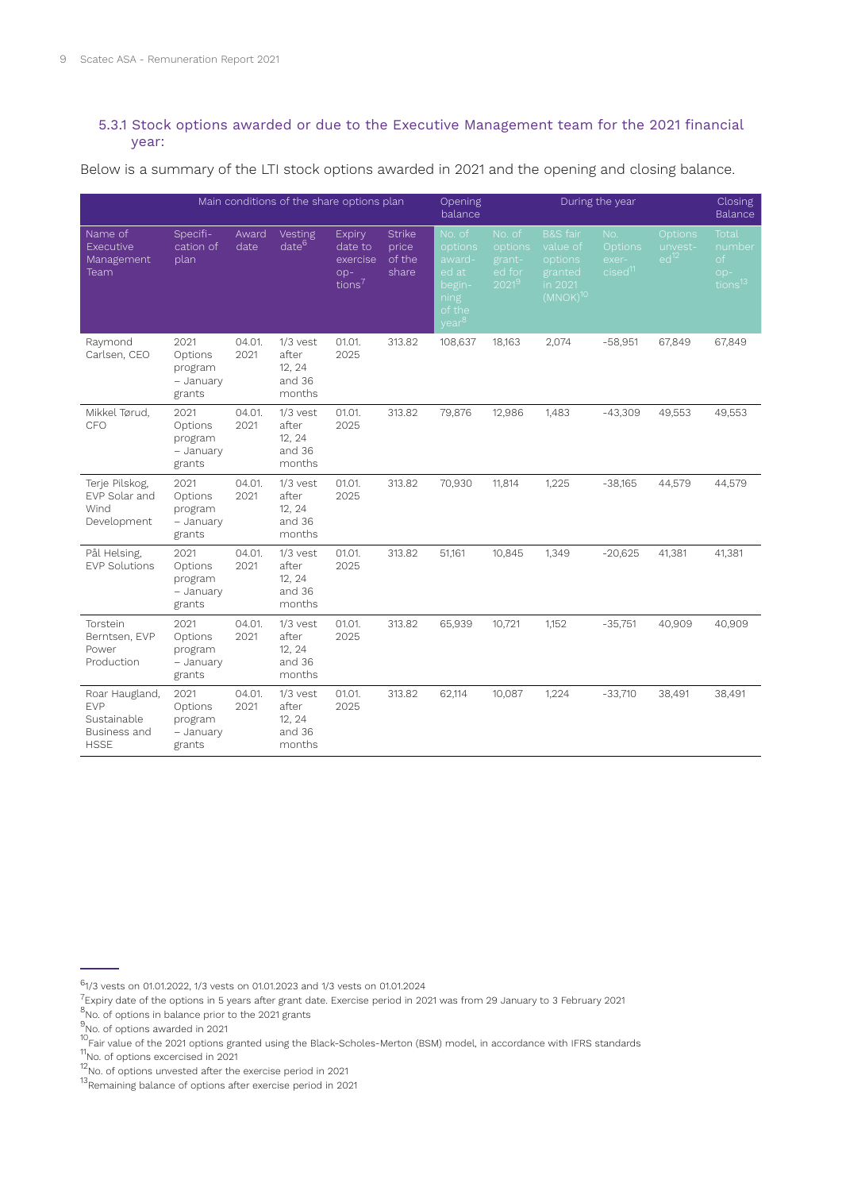### 5.3.1 Stock options awarded or due to the Executive Management team for the 2021 financial year:

Below is a summary of the LTI stock options awarded in 2021 and the opening and closing balance.

| Main conditions of the share options plan | | | | | | Opening balance | During the year | | | | Closing Balance |
|---|---|---|---|---|---|---|---|---|---|---|---|
| Name of Executive Management Team | Specification of plan | Award date | Vesting date[6] | Expiry date to exercise options[7] | Strike price of the share | No. of options awarded at beginning of the year[8] | No. of options granted for 2021[9] | B&S fair value of options granted in 2021 (MNOK)[10] | No. Options exercised[11] | Options unvested[12] | Total number of options[13] |
| Raymond Carlsen, CEO | 2021 Options program – January grants | 04.01.2021 | 1/3 vest after 12, 24 and 36 months | 01.01.2025 | 313.82 | 108,637 | 18,163 | 2,074 | -58,951 | 67,849 | 67,849 |
| Mikkel Tørud, CFO | 2021 Options program – January grants | 04.01.2021 | 1/3 vest after 12, 24 and 36 months | 01.01.2025 | 313.82 | 79,876 | 12,986 | 1,483 | -43,309 | 49,553 | 49,553 |
| Terje Pilskog, EVP Solar and Wind Development | 2021 Options program – January grants | 04.01.2021 | 1/3 vest after 12, 24 and 36 months | 01.01.2025 | 313.82 | 70,930 | 11,814 | 1,225 | -38,165 | 44,579 | 44,579 |
| Pål Helsing, EVP Solutions | 2021 Options program – January grants | 04.01.2021 | 1/3 vest after 12, 24 and 36 months | 01.01.2025 | 313.82 | 51,161 | 10,845 | 1,349 | -20,625 | 41,381 | 41,381 |
| Torstein Berntsen, EVP Power Production | 2021 Options program – January grants | 04.01.2021 | 1/3 vest after 12, 24 and 36 months | 01.01.2025 | 313.82 | 65,939 | 10,721 | 1,152 | -35,751 | 40,909 | 40,909 |
| Roar Haugland, EVP Sustainable Business and HSSE | 2021 Options program – January grants | 04.01.2021 | 1/3 vest after 12, 24 and 36 months | 01.01.2025 | 313.82 | 62,114 | 10,087 | 1,224 | -33,710 | 38,491 | 38,491 |

[6] 1/3 vests on 01.01.2022, 1/3 vests on 01.01.2023 and 1/3 vests on 01.01.2024

[7] Expiry date of the options in 5 years after grant date. Exercise period in 2021 was from 29 January to 3 February 2021

[8] No. of options in balance prior to the 2021 grants

[9] No. of options awarded in 2021

[10] Fair value of the 2021 options granted using the Black-Scholes-Merton (BSM) model, in accordance with IFRS standards

[11] No. of options excercised in 2021

[12] No. of options unvested after the exercise period in 2021

[13] Remaining balance of options after exercise period in 2021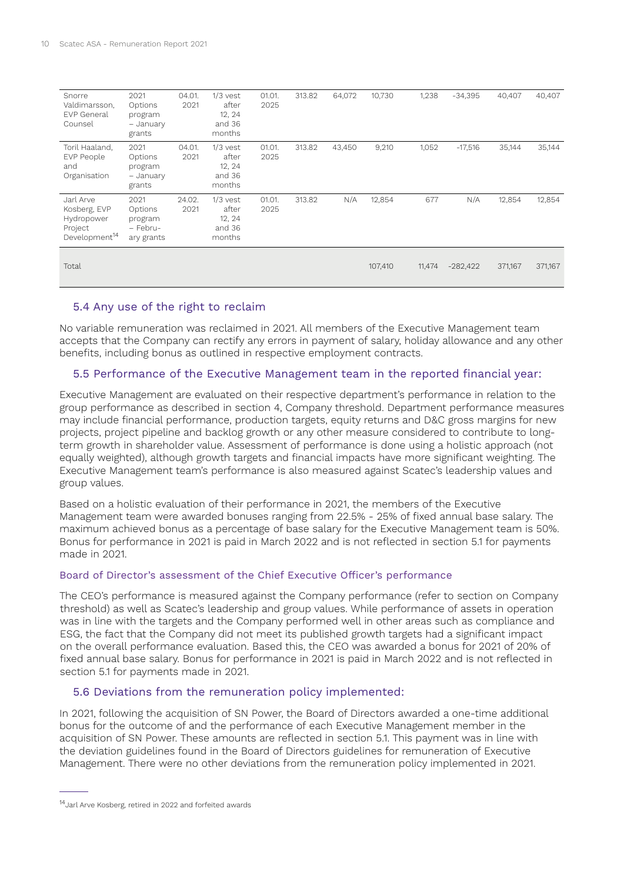| | | | | | | | | | | | |
|---|---|---|---|---|---|---|---|---|---|---|---|
| Snorre Valdimarsson, EVP General Counsel | 2021 Options program – January grants | 04.01. 2021 | 1/3 vest after 12, 24 and 36 months | 01.01. 2025 | 313.82 | 64,072 | 10,730 | 1,238 | -34,395 | 40,407 | 40,407 |
| Toril Haaland, EVP People and Organisation | 2021 Options program – January grants | 04.01. 2021 | 1/3 vest after 12, 24 and 36 months | 01.01. 2025 | 313.82 | 43,450 | 9,210 | 1,052 | -17,516 | 35,144 | 35,144 |
| Jarl Arve Kosberg, EVP Hydropower Project Development[14] | 2021 Options program – February grants | 24.02. 2021 | 1/3 vest after 12, 24 and 36 months | 01.01. 2025 | 313.82 | N/A | 12,854 | 677 | N/A | 12,854 | 12,854 |
| Total | | | | | | | 107,410 | 11,474 | -282,422 | 371,167 | 371,167 |

### 5.4 Any use of the right to reclaim

No variable remuneration was reclaimed in 2021. All members of the Executive Management team accepts that the Company can rectify any errors in payment of salary, holiday allowance and any other benefits, including bonus as outlined in respective employment contracts.

### 5.5 Performance of the Executive Management team in the reported financial year:

Executive Management are evaluated on their respective department's performance in relation to the group performance as described in section 4, Company threshold. Department performance measures may include financial performance, production targets, equity returns and D&C gross margins for new projects, project pipeline and backlog growth or any other measure considered to contribute to long-term growth in shareholder value. Assessment of performance is done using a holistic approach (not equally weighted), although growth targets and financial impacts have more significant weighting. The Executive Management team's performance is also measured against Scatec's leadership values and group values.

Based on a holistic evaluation of their performance in 2021, the members of the Executive Management team were awarded bonuses ranging from 22.5% - 25% of fixed annual base salary. The maximum achieved bonus as a percentage of base salary for the Executive Management team is 50%. Bonus for performance in 2021 is paid in March 2022 and is not reflected in section 5.1 for payments made in 2021.

#### Board of Director's assessment of the Chief Executive Officer's performance

The CEO's performance is measured against the Company performance (refer to section on Company threshold) as well as Scatec's leadership and group values. While performance of assets in operation was in line with the targets and the Company performed well in other areas such as compliance and ESG, the fact that the Company did not meet its published growth targets had a significant impact on the overall performance evaluation. Based this, the CEO was awarded a bonus for 2021 of 20% of fixed annual base salary. Bonus for performance in 2021 is paid in March 2022 and is not reflected in section 5.1 for payments made in 2021.

### 5.6 Deviations from the remuneration policy implemented:

In 2021, following the acquisition of SN Power, the Board of Directors awarded a one-time additional bonus for the outcome of and the performance of each Executive Management member in the acquisition of SN Power. These amounts are reflected in section 5.1. This payment was in line with the deviation guidelines found in the Board of Directors guidelines for remuneration of Executive Management. There were no other deviations from the remuneration policy implemented in 2021.

---

[14] Jarl Arve Kosberg, retired in 2022 and forfeited awards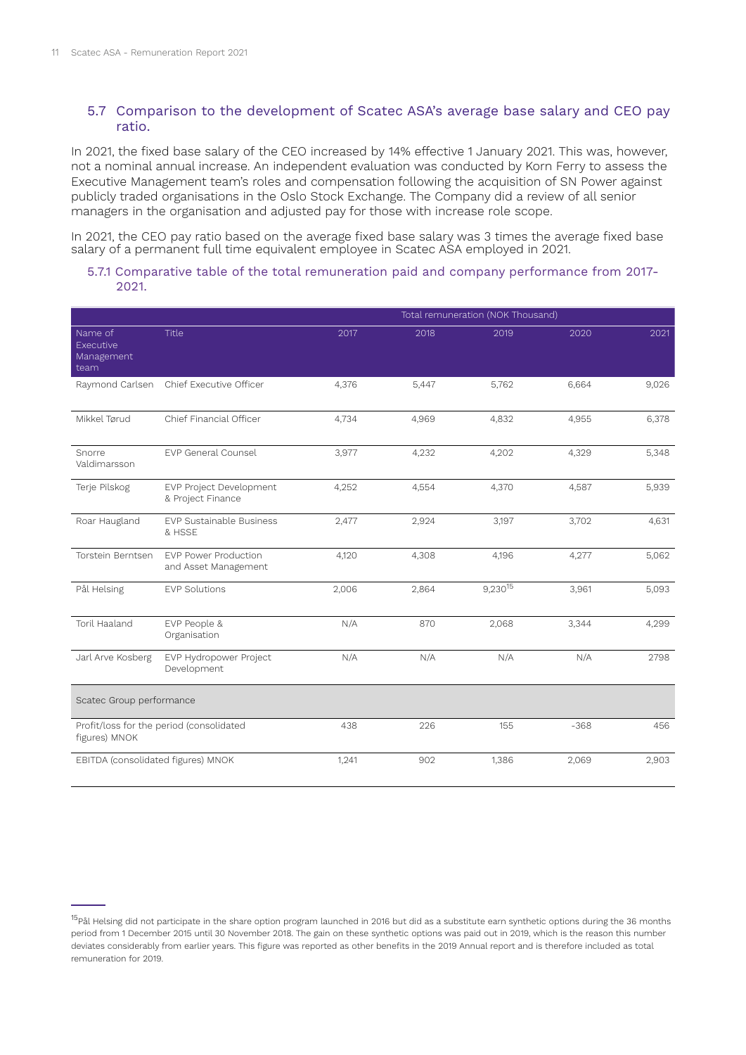## 5.7 Comparison to the development of Scatec ASA's average base salary and CEO pay ratio.

In 2021, the fixed base salary of the CEO increased by 14% effective 1 January 2021. This was, however, not a nominal annual increase. An independent evaluation was conducted by Korn Ferry to assess the Executive Management team's roles and compensation following the acquisition of SN Power against publicly traded organisations in the Oslo Stock Exchange. The Company did a review of all senior managers in the organisation and adjusted pay for those with increase role scope.

In 2021, the CEO pay ratio based on the average fixed base salary was 3 times the average fixed base salary of a permanent full time equivalent employee in Scatec ASA employed in 2021.

### 5.7.1 Comparative table of the total remuneration paid and company performance from 2017-2021.

| | | Total remuneration (NOK Thousand) | | | | |
|---|---|---|---|---|---|---|
| Name of Executive Management team | Title | 2017 | 2018 | 2019 | 2020 | 2021 |
| Raymond Carlsen | Chief Executive Officer | 4,376 | 5,447 | 5,762 | 6,664 | 9,026 |
| Mikkel Tørud | Chief Financial Officer | 4,734 | 4,969 | 4,832 | 4,955 | 6,378 |
| Snorre Valdimarsson | EVP General Counsel | 3,977 | 4,232 | 4,202 | 4,329 | 5,348 |
| Terje Pilskog | EVP Project Development & Project Finance | 4,252 | 4,554 | 4,370 | 4,587 | 5,939 |
| Roar Haugland | EVP Sustainable Business & HSSE | 2,477 | 2,924 | 3,197 | 3,702 | 4,631 |
| Torstein Berntsen | EVP Power Production and Asset Management | 4,120 | 4,308 | 4,196 | 4,277 | 5,062 |
| Pål Helsing | EVP Solutions | 2,006 | 2,864 | 9,230[15] | 3,961 | 5,093 |
| Toril Haaland | EVP People & Organisation | N/A | 870 | 2,068 | 3,344 | 4,299 |
| Jarl Arve Kosberg | EVP Hydropower Project Development | N/A | N/A | N/A | N/A | 2798 |
| Scatec Group performance | | | | | | |
| Profit/loss for the period (consolidated figures) MNOK | | 438 | 226 | 155 | -368 | 456 |
| EBITDA (consolidated figures) MNOK | | 1,241 | 902 | 1,386 | 2,069 | 2,903 |

[15] Pål Helsing did not participate in the share option program launched in 2016 but did as a substitute earn synthetic options during the 36 months period from 1 December 2015 until 30 November 2018. The gain on these synthetic options was paid out in 2019, which is the reason this number deviates considerably from earlier years. This figure was reported as other benefits in the 2019 Annual report and is therefore included as total remuneration for 2019.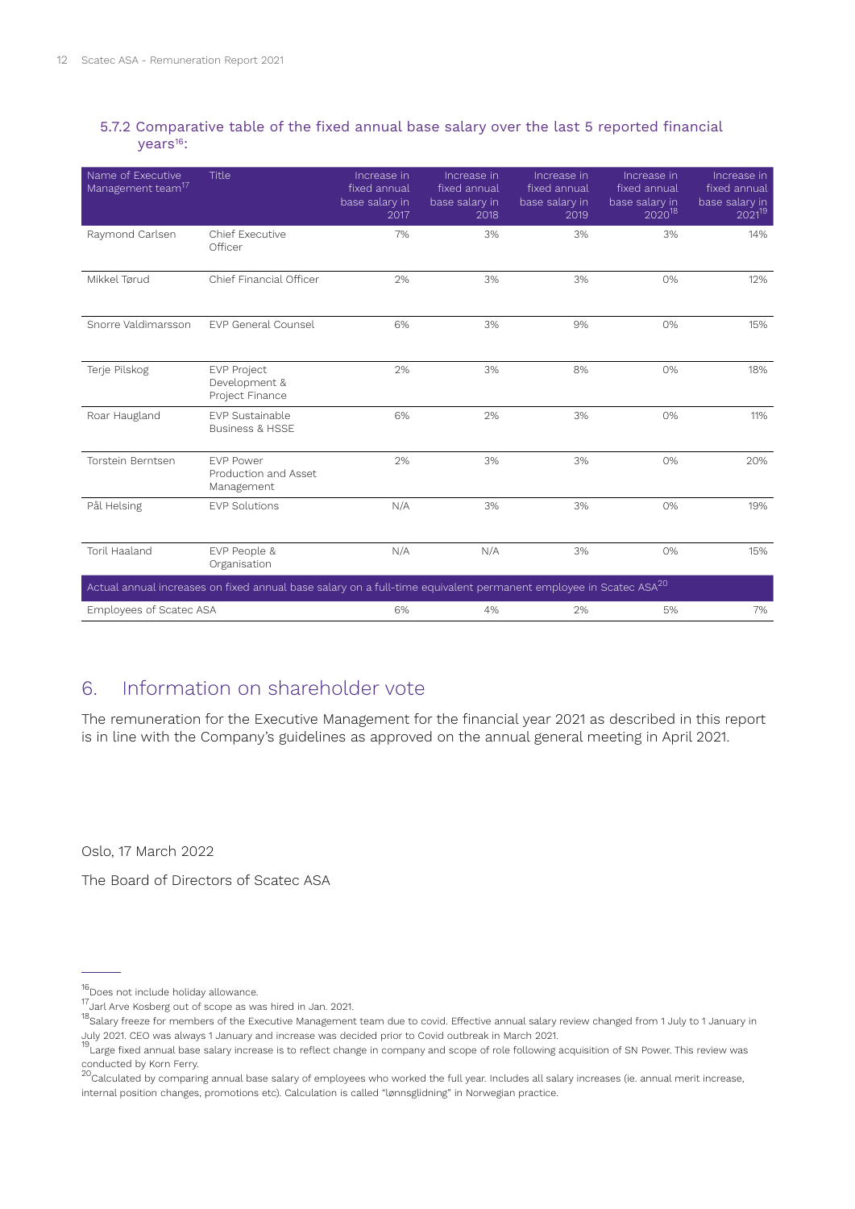### 5.7.2 Comparative table of the fixed annual base salary over the last 5 reported financial years[16]:

| Name of Executive Management team[17] | Title | Increase in fixed annual base salary in 2017 | Increase in fixed annual base salary in 2018 | Increase in fixed annual base salary in 2019 | Increase in fixed annual base salary in 2020[18] | Increase in fixed annual base salary in 2021[19] |
|---|---|---|---|---|---|---|
| Raymond Carlsen | Chief Executive Officer | 7% | 3% | 3% | 3% | 14% |
| Mikkel Tørud | Chief Financial Officer | 2% | 3% | 3% | 0% | 12% |
| Snorre Valdimarsson | EVP General Counsel | 6% | 3% | 9% | 0% | 15% |
| Terje Pilskog | EVP Project Development & Project Finance | 2% | 3% | 8% | 0% | 18% |
| Roar Haugland | EVP Sustainable Business & HSSE | 6% | 2% | 3% | 0% | 11% |
| Torstein Berntsen | EVP Power Production and Asset Management | 2% | 3% | 3% | 0% | 20% |
| Pål Helsing | EVP Solutions | N/A | 3% | 3% | 0% | 19% |
| Toril Haaland | EVP People & Organisation | N/A | N/A | 3% | 0% | 15% |
| Actual annual increases on fixed annual base salary on a full-time equivalent permanent employee in Scatec ASA[20] | | | | | | |
| Employees of Scatec ASA | | 6% | 4% | 2% | 5% | 7% |

## 6. Information on shareholder vote

The remuneration for the Executive Management for the financial year 2021 as described in this report is in line with the Company's guidelines as approved on the annual general meeting in April 2021.

Oslo, 17 March 2022

The Board of Directors of Scatec ASA

---

[16] Does not include holiday allowance.

[17] Jarl Arve Kosberg out of scope as was hired in Jan. 2021.

[18] Salary freeze for members of the Executive Management team due to covid. Effective annual salary review changed from 1 July to 1 January in July 2021. CEO was always 1 January and increase was decided prior to Covid outbreak in March 2021.

[19] Large fixed annual base salary increase is to reflect change in company and scope of role following acquisition of SN Power. This review was conducted by Korn Ferry.

[20] Calculated by comparing annual base salary of employees who worked the full year. Includes all salary increases (ie. annual merit increase, internal position changes, promotions etc). Calculation is called "lønnsglidning" in Norwegian practice.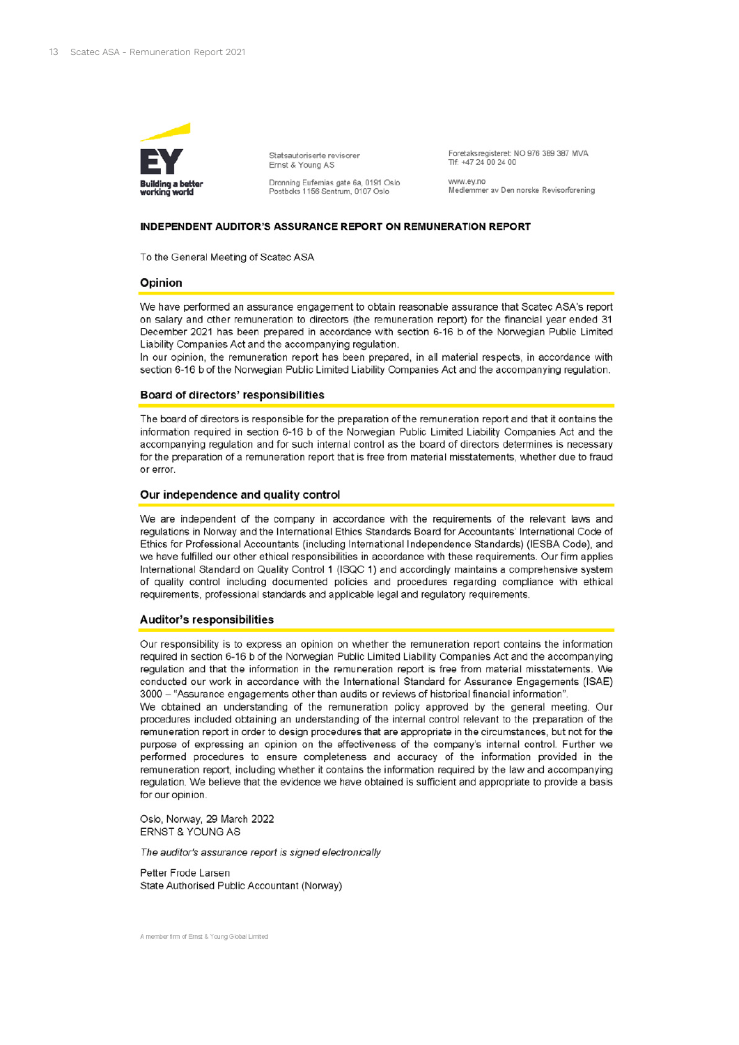EY
Building a better working world

Statsautoriserte revisorer
Ernst & Young AS

Dronning Eufemias gate 6a, 0191 Oslo
Postboks 1156 Sentrum, 0107 Oslo

Foretaksregisteret: NO 976 389 387 MVA
Tlf: +47 24 00 24 00

www.ey.no
Medlemmer av Den norske Revisorforening

**INDEPENDENT AUDITOR'S ASSURANCE REPORT ON REMUNERATION REPORT**

To the General Meeting of Scatec ASA

## Opinion

We have performed an assurance engagement to obtain reasonable assurance that Scatec ASA's report on salary and other remuneration to directors (the remuneration report) for the financial year ended 31 December 2021 has been prepared in accordance with section 6-16 b of the Norwegian Public Limited Liability Companies Act and the accompanying regulation.

In our opinion, the remuneration report has been prepared, in all material respects, in accordance with section 6-16 b of the Norwegian Public Limited Liability Companies Act and the accompanying regulation.

## Board of directors' responsibilities

The board of directors is responsible for the preparation of the remuneration report and that it contains the information required in section 6-16 b of the Norwegian Public Limited Liability Companies Act and the accompanying regulation and for such internal control as the board of directors determines is necessary for the preparation of a remuneration report that is free from material misstatements, whether due to fraud or error.

## Our independence and quality control

We are independent of the company in accordance with the requirements of the relevant laws and regulations in Norway and the International Ethics Standards Board for Accountants' International Code of Ethics for Professional Accountants (including International Independence Standards) (IESBA Code), and we have fulfilled our other ethical responsibilities in accordance with these requirements. Our firm applies International Standard on Quality Control 1 (ISQC 1) and accordingly maintains a comprehensive system of quality control including documented policies and procedures regarding compliance with ethical requirements, professional standards and applicable legal and regulatory requirements.

## Auditor's responsibilities

Our responsibility is to express an opinion on whether the remuneration report contains the information required in section 6-16 b of the Norwegian Public Limited Liability Companies Act and the accompanying regulation and that the information in the remuneration report is free from material misstatements. We conducted our work in accordance with the International Standard for Assurance Engagements (ISAE) 3000 – "Assurance engagements other than audits or reviews of historical financial information".

We obtained an understanding of the remuneration policy approved by the general meeting. Our procedures included obtaining an understanding of the internal control relevant to the preparation of the remuneration report in order to design procedures that are appropriate in the circumstances, but not for the purpose of expressing an opinion on the effectiveness of the company's internal control. Further we performed procedures to ensure completeness and accuracy of the information provided in the remuneration report, including whether it contains the information required by the law and accompanying regulation. We believe that the evidence we have obtained is sufficient and appropriate to provide a basis for our opinion.

Oslo, Norway, 29 March 2022
ERNST & YOUNG AS

*The auditor's assurance report is signed electronically*

Petter Frode Larsen
State Authorised Public Accountant (Norway)

A member firm of Ernst & Young Global Limited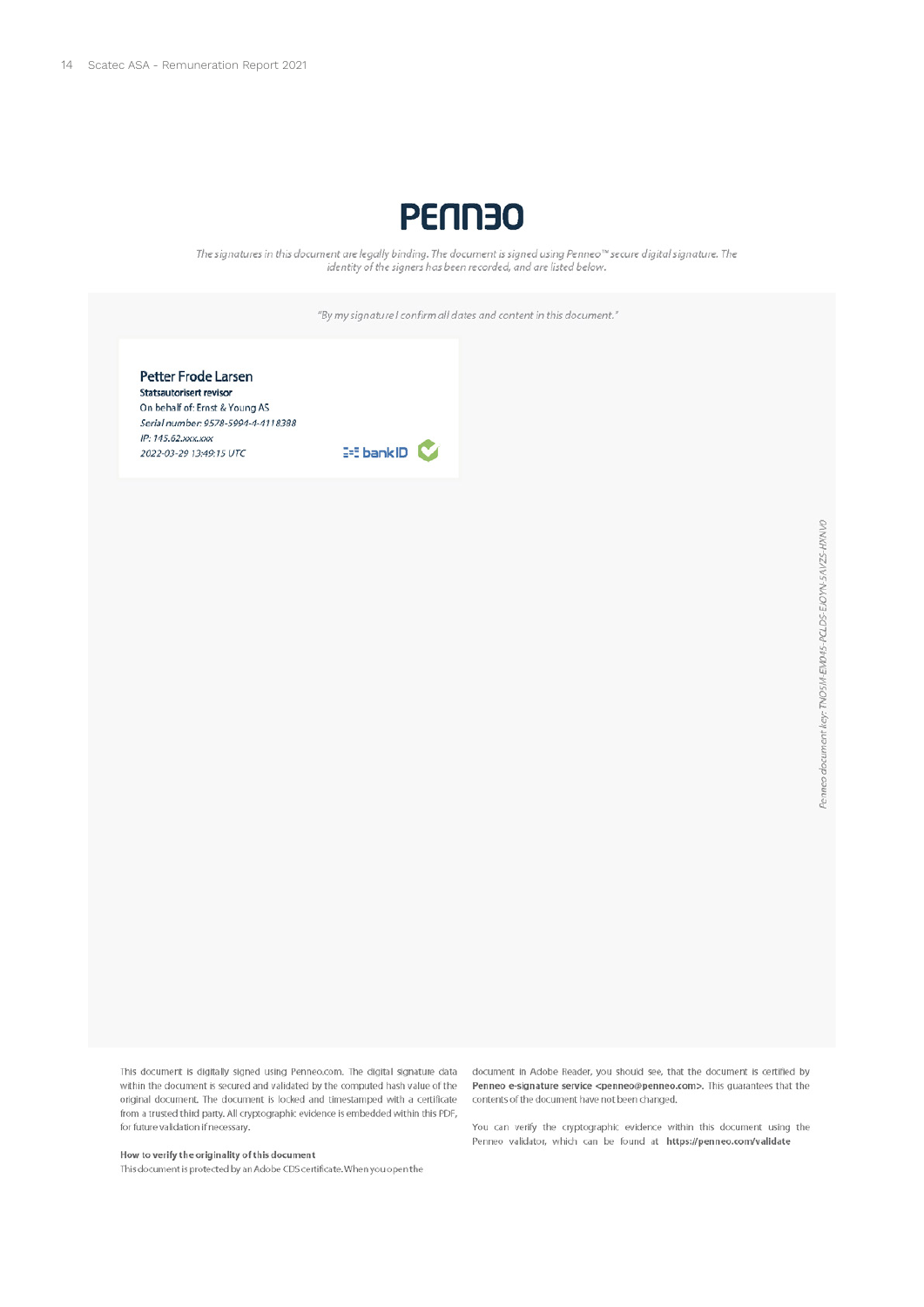# PENN30

*The signatures in this document are legally binding. The document is signed using Penneo™ secure digital signature. The identity of the signers has been recorded, and are listed below.*

*"By my signature I confirm all dates and content in this document."*

**Petter Frode Larsen**
**Statsautorisert revisor**
On behalf of: Ernst & Young AS
*Serial number: 9578-5994-4-4118388*
*IP: 145.62.xxx.xxx*
*2022-03-29 13:49:15 UTC*

bankID

*Penneo document key: TNOSM-EMD4S-PCLDS-EJOYN-5AVZS-HXNV0*

This document is digitally signed using Penneo.com. The digital signature data within the document is secured and validated by the computed hash value of the original document. The document is locked and timestamped with a certificate from a trusted third party. All cryptographic evidence is embedded within this PDF, for future validation if necessary.

**How to verify the originality of this document**

This document is protected by an Adobe CDS certificate. When you open the document in Adobe Reader, you should see, that the document is certified by **Penneo e-signature service <penneo@penneo.com>**. This guarantees that the contents of the document have not been changed.

You can verify the cryptographic evidence within this document using the Penneo validator, which can be found at **https://penneo.com/validate**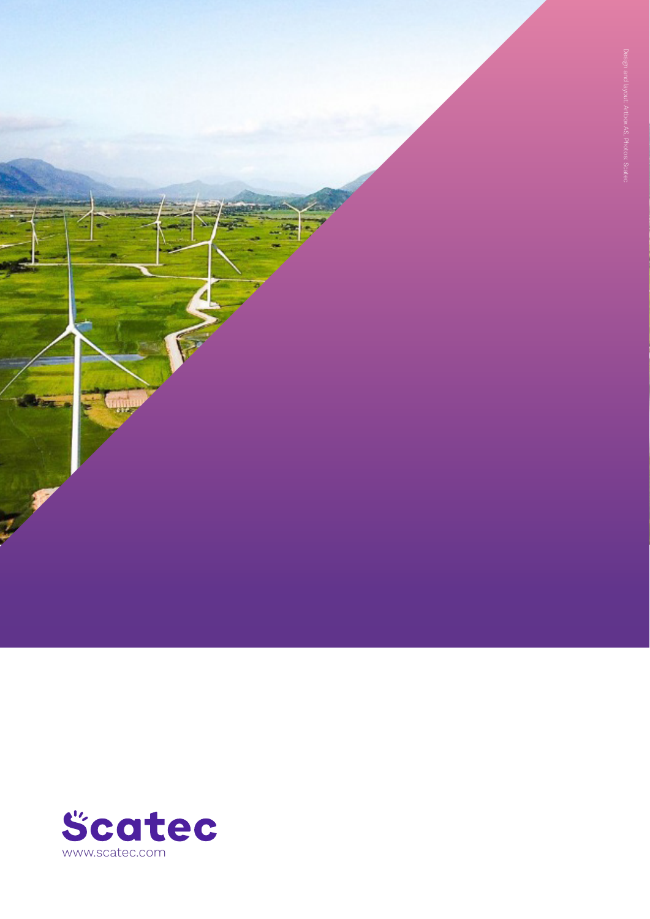Design and layout: Artbox AS. Photos: Scatec

Scatec
www.scatec.com